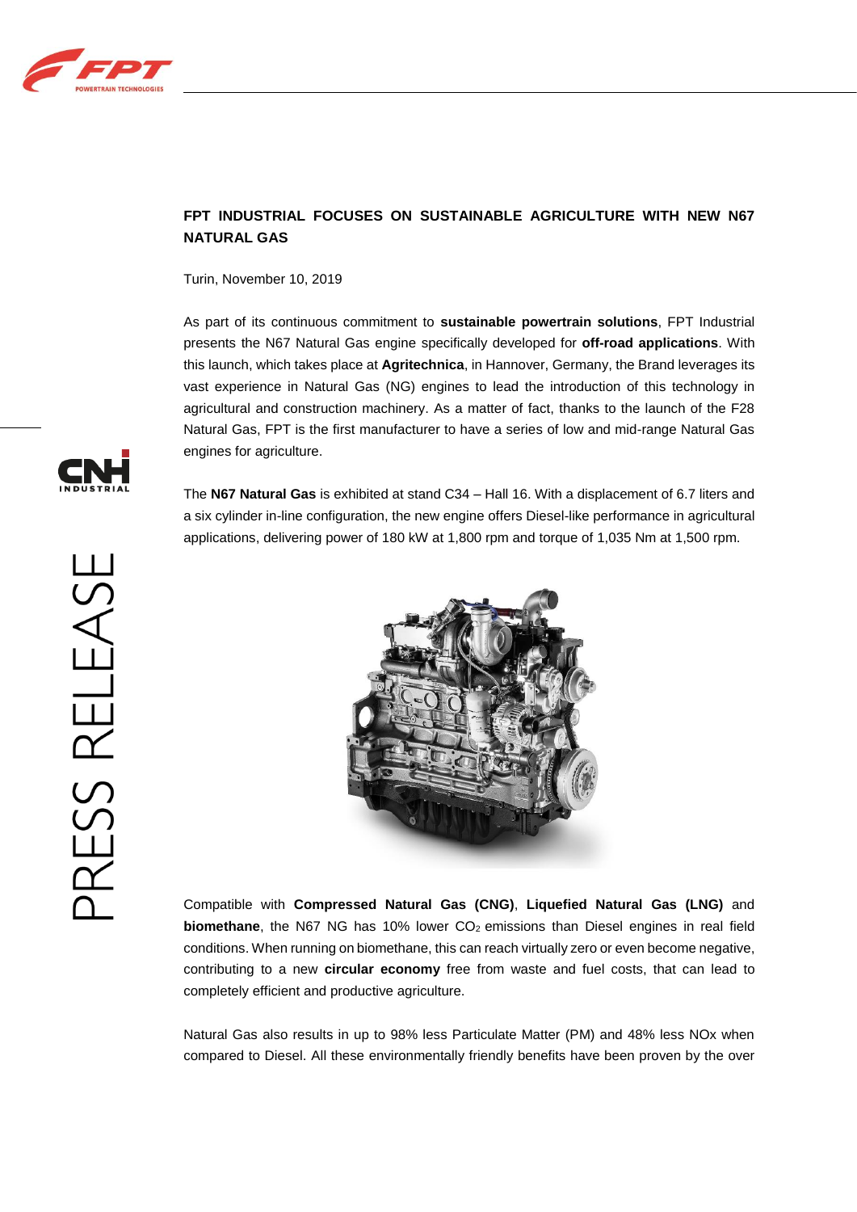# FPT INDUSTRIAL FOCUSES ON SUSTAINABLE AGRICULTURE WITH NEW N67 NATURAL GAS

Turin, November 10, 2019

As part of its continuous commitment to **sustainable powertrain solutions**, FPT Industrial presents the N67 Natural Gas engine specifically developed for **off-road applications**. With this launch, which takes place at **Agritechnica**, in Hannover, Germany, the Brand leverages its vast experience in Natural Gas (NG) engines to lead the introduction of this technology in agricultural and construction machinery. As a matter of fact, thanks to the launch of the F28 Natural Gas, FPT is the first manufacturer to have a series of low and mid-range Natural Gas engines for agriculture.

The **N67 Natural Gas** is exhibited at stand C34 – Hall 16. With a displacement of 6.7 liters and a six cylinder in-line configuration, the new engine offers Diesel-like performance in agricultural applications, delivering power of 180 kW at 1,800 rpm and torque of 1,035 Nm at 1,500 rpm.

Compatible with **Compressed Natural Gas (CNG)**, **Liquefied Natural Gas (LNG)** and **biomethane**, the N67 NG has 10% lower $CO_2$ emissions than Diesel engines in real field conditions. When running on biomethane, this can reach virtually zero or even become negative, contributing to a new **circular economy** free from waste and fuel costs, that can lead to completely efficient and productive agriculture.

Natural Gas also results in up to 98% less Particulate Matter (PM) and 48% less NOx when compared to Diesel. All these environmentally friendly benefits have been proven by the over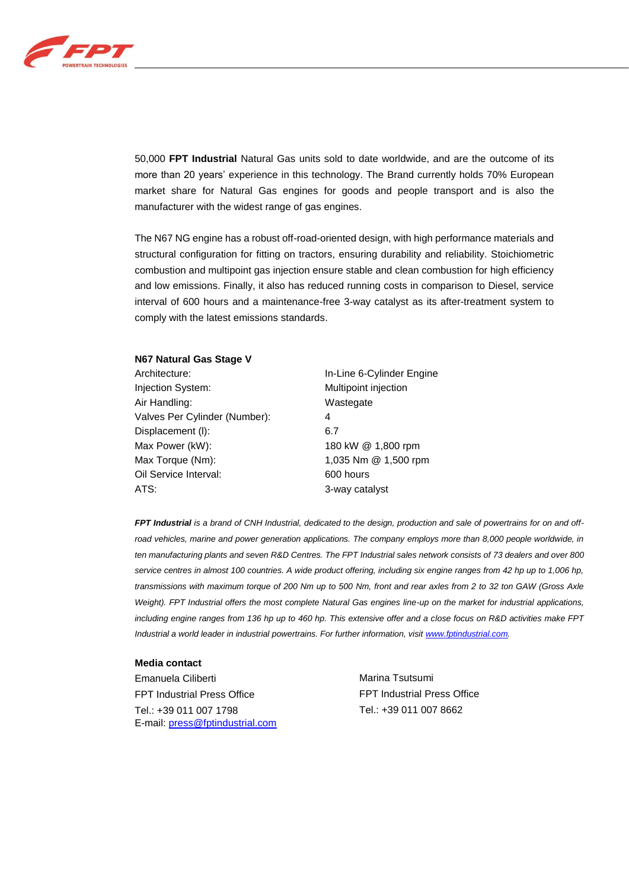50,000 **FPT Industrial** Natural Gas units sold to date worldwide, and are the outcome of its more than 20 years' experience in this technology. The Brand currently holds 70% European market share for Natural Gas engines for goods and people transport and is also the manufacturer with the widest range of gas engines.

The N67 NG engine has a robust off-road-oriented design, with high performance materials and structural configuration for fitting on tractors, ensuring durability and reliability. Stoichiometric combustion and multipoint gas injection ensure stable and clean combustion for high efficiency and low emissions. Finally, it also has reduced running costs in comparison to Diesel, service interval of 600 hours and a maintenance-free 3-way catalyst as its after-treatment system to comply with the latest emissions standards.

**N67 Natural Gas Stage V**

| | |
|---|---|
| Architecture: | In-Line 6-Cylinder Engine |
| Injection System: | Multipoint injection |
| Air Handling: | Wastegate |
| Valves Per Cylinder (Number): | 4 |
| Displacement (l): | 6.7 |
| Max Power (kW): | 180 kW @ 1,800 rpm |
| Max Torque (Nm): | 1,035 Nm @ 1,500 rpm |
| Oil Service Interval: | 600 hours |
| ATS: | 3-way catalyst |

***FPT Industrial*** *is a brand of CNH Industrial, dedicated to the design, production and sale of powertrains for on and off-road vehicles, marine and power generation applications. The company employs more than 8,000 people worldwide, in ten manufacturing plants and seven R&D Centres. The FPT Industrial sales network consists of 73 dealers and over 800 service centres in almost 100 countries. A wide product offering, including six engine ranges from 42 hp up to 1,006 hp, transmissions with maximum torque of 200 Nm up to 500 Nm, front and rear axles from 2 to 32 ton GAW (Gross Axle Weight). FPT Industrial offers the most complete Natural Gas engines line-up on the market for industrial applications, including engine ranges from 136 hp up to 460 hp. This extensive offer and a close focus on R&D activities make FPT Industrial a world leader in industrial powertrains. For further information, visit www.fptindustrial.com.*

**Media contact**

Emanuela Ciliberti
FPT Industrial Press Office
Tel.: +39 011 007 1798
E-mail: press@fptindustrial.com

Marina Tsutsumi
FPT Industrial Press Office
Tel.: +39 011 007 8662